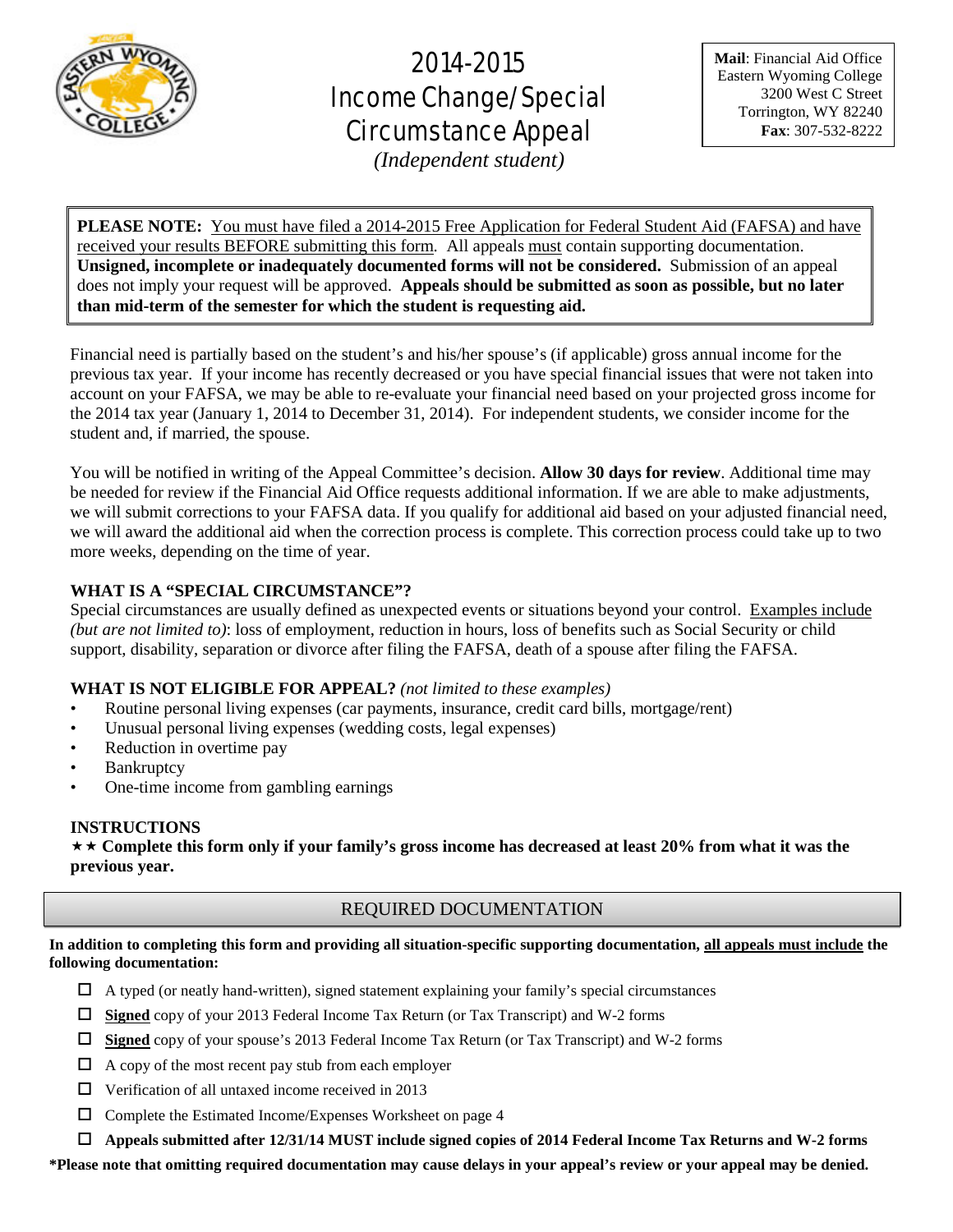# 2014-2015 Income Change/Special Circumstance Appeal

*(Independent student)*

**Mail**: Financial Aid Office
Eastern Wyoming College
3200 West C Street
Torrington, WY 82240
**Fax**: 307-532-8222

**PLEASE NOTE:** You must have filed a 2014-2015 Free Application for Federal Student Aid (FAFSA) and have received your results BEFORE submitting this form. All appeals must contain supporting documentation. **Unsigned, incomplete or inadequately documented forms will not be considered.** Submission of an appeal does not imply your request will be approved. **Appeals should be submitted as soon as possible, but no later than mid-term of the semester for which the student is requesting aid.**

Financial need is partially based on the student's and his/her spouse's (if applicable) gross annual income for the previous tax year. If your income has recently decreased or you have special financial issues that were not taken into account on your FAFSA, we may be able to re-evaluate your financial need based on your projected gross income for the 2014 tax year (January 1, 2014 to December 31, 2014). For independent students, we consider income for the student and, if married, the spouse.

You will be notified in writing of the Appeal Committee's decision. **Allow 30 days for review**. Additional time may be needed for review if the Financial Aid Office requests additional information. If we are able to make adjustments, we will submit corrections to your FAFSA data. If you qualify for additional aid based on your adjusted financial need, we will award the additional aid when the correction process is complete. This correction process could take up to two more weeks, depending on the time of year.

### WHAT IS A "SPECIAL CIRCUMSTANCE"?

Special circumstances are usually defined as unexpected events or situations beyond your control. Examples include *(but are not limited to)*: loss of employment, reduction in hours, loss of benefits such as Social Security or child support, disability, separation or divorce after filing the FAFSA, death of a spouse after filing the FAFSA.

### WHAT IS NOT ELIGIBLE FOR APPEAL? *(not limited to these examples)*

- Routine personal living expenses (car payments, insurance, credit card bills, mortgage/rent)
- Unusual personal living expenses (wedding costs, legal expenses)
- Reduction in overtime pay
- Bankruptcy
- One-time income from gambling earnings

### INSTRUCTIONS

★★ **Complete this form only if your family's gross income has decreased at least 20% from what it was the previous year.**

## REQUIRED DOCUMENTATION

**In addition to completing this form and providing all situation-specific supporting documentation, all appeals must include the following documentation:**

- ☐ A typed (or neatly hand-written), signed statement explaining your family's special circumstances
- ☐ **Signed** copy of your 2013 Federal Income Tax Return (or Tax Transcript) and W-2 forms
- ☐ **Signed** copy of your spouse's 2013 Federal Income Tax Return (or Tax Transcript) and W-2 forms
- ☐ A copy of the most recent pay stub from each employer
- ☐ Verification of all untaxed income received in 2013
- ☐ Complete the Estimated Income/Expenses Worksheet on page 4
- ☐ **Appeals submitted after 12/31/14 MUST include signed copies of 2014 Federal Income Tax Returns and W-2 forms**

**\*Please note that omitting required documentation may cause delays in your appeal's review or your appeal may be denied.**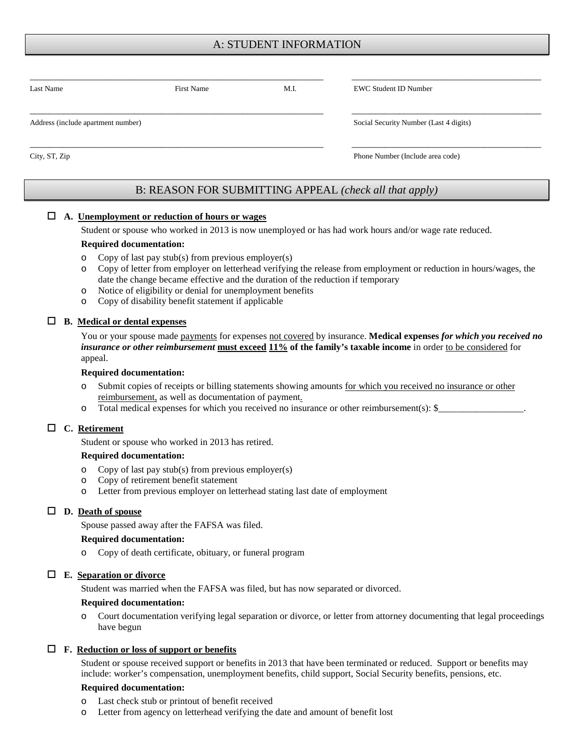## A: STUDIENT INFORMATION

| | | | |
|---|---|---|---|
| Last Name | First Name | M.I. | EWC Student ID Number |
| Address (include apartment number) | | | Social Security Number (Last 4 digits) |
| City, ST, Zip | | | Phone Number (Include area code) |

## B: REASON FOR SUBMITTING APPEAL *(check all that apply)*

☐ **A. Unemployment or reduction of hours or wages**

Student or spouse who worked in 2013 is now unemployed or has had work hours and/or wage rate reduced.

**Required documentation:**

- Copy of last pay stub(s) from previous employer(s)
- Copy of letter from employer on letterhead verifying the release from employment or reduction in hours/wages, the date the change became effective and the duration of the reduction if temporary
- Notice of eligibility or denial for unemployment benefits
- Copy of disability benefit statement if applicable

☐ **B. Medical or dental expenses**

You or your spouse made payments for expenses not covered by insurance. **Medical expenses *for which you received no insurance or other reimbursement* must exceed 11% of the family's taxable income** in order to be considered for appeal.

**Required documentation:**

- Submit copies of receipts or billing statements showing amounts for which you received no insurance or other reimbursement, as well as documentation of payment.
- Total medical expenses for which you received no insurance or other reimbursement(s): $__________________.

☐ **C. Retirement**

Student or spouse who worked in 2013 has retired.

**Required documentation:**

- Copy of last pay stub(s) from previous employer(s)
- Copy of retirement benefit statement
- Letter from previous employer on letterhead stating last date of employment

☐ **D. Death of spouse**

Spouse passed away after the FAFSA was filed.

**Required documentation:**

- Copy of death certificate, obituary, or funeral program

☐ **E. Separation or divorce**

Student was married when the FAFSA was filed, but has now separated or divorced.

**Required documentation:**

- Court documentation verifying legal separation or divorce, or letter from attorney documenting that legal proceedings have begun

☐ **F. Reduction or loss of support or benefits**

Student or spouse received support or benefits in 2013 that have been terminated or reduced. Support or benefits may include: worker's compensation, unemployment benefits, child support, Social Security benefits, pensions, etc.

**Required documentation:**

- Last check stub or printout of benefit received
- Letter from agency on letterhead verifying the date and amount of benefit lost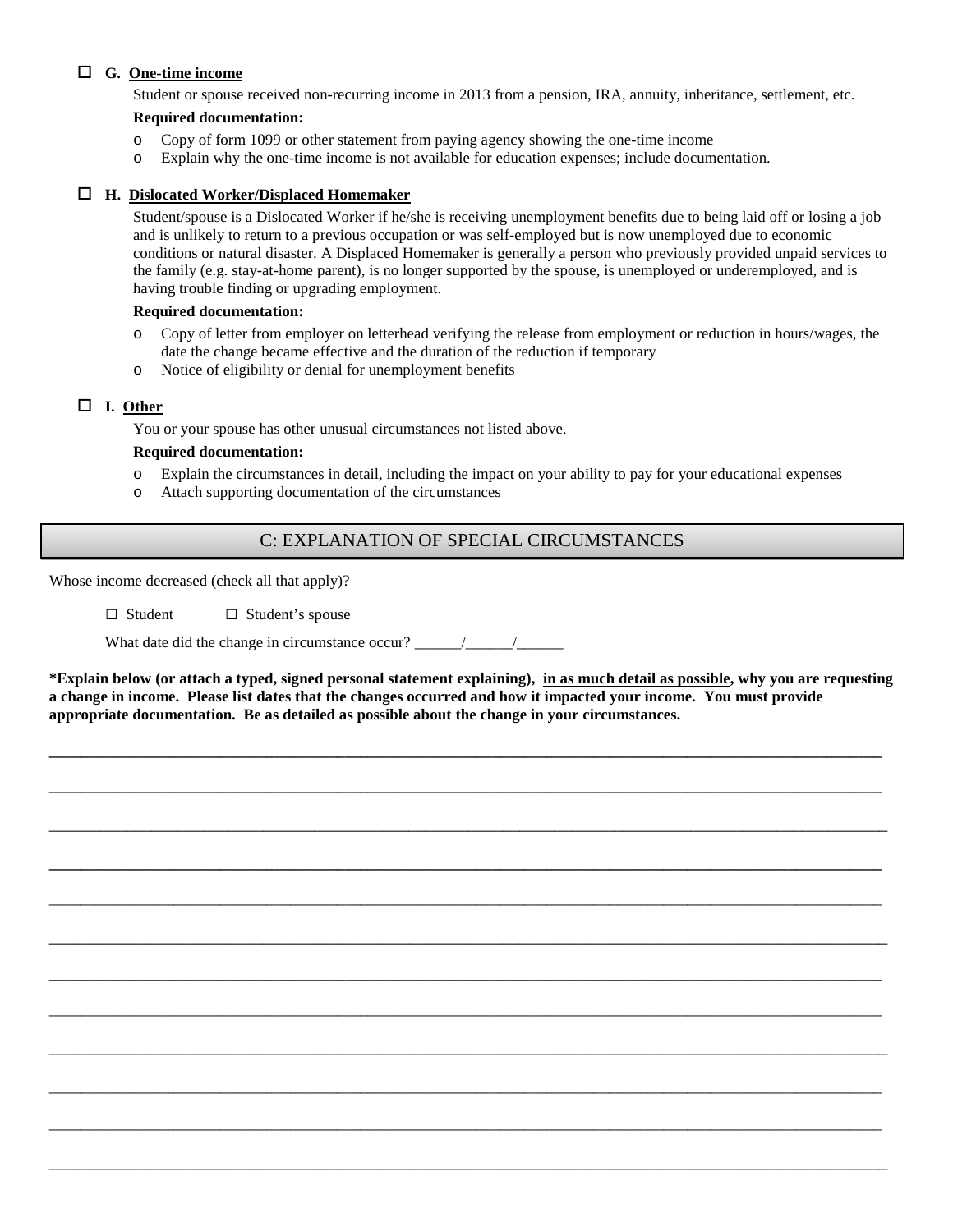- ☐ **G. One-time income**

  Student or spouse received non-recurring income in 2013 from a pension, IRA, annuity, inheritance, settlement, etc.

  **Required documentation:**

  - Copy of form 1099 or other statement from paying agency showing the one-time income
  - Explain why the one-time income is not available for education expenses; include documentation.

- ☐ **H. Dislocated Worker/Displaced Homemaker**

  Student/spouse is a Dislocated Worker if he/she is receiving unemployment benefits due to being laid off or losing a job and is unlikely to return to a previous occupation or was self-employed but is now unemployed due to economic conditions or natural disaster. A Displaced Homemaker is generally a person who previously provided unpaid services to the family (e.g. stay-at-home parent), is no longer supported by the spouse, is unemployed or underemployed, and is having trouble finding or upgrading employment.

  **Required documentation:**

  - Copy of letter from employer on letterhead verifying the release from employment or reduction in hours/wages, the date the change became effective and the duration of the reduction if temporary
  - Notice of eligibility or denial for unemployment benefits

- ☐ **I. Other**

  You or your spouse has other unusual circumstances not listed above.

  **Required documentation:**

  - Explain the circumstances in detail, including the impact on your ability to pay for your educational expenses
  - Attach supporting documentation of the circumstances

## C: EXPLANATION OF SPECIAL CIRCUMSTANCES

Whose income decreased (check all that apply)?

☐ Student ☐ Student's spouse

What date did the change in circumstance occur? ______/______/______

**\*Explain below (or attach a typed, signed personal statement explaining), in as much detail as possible, why you are requesting a change in income. Please list dates that the changes occurred and how it impacted your income. You must provide appropriate documentation. Be as detailed as possible about the change in your circumstances.**

______________________________________________________________________________________________

______________________________________________________________________________________________

______________________________________________________________________________________________

______________________________________________________________________________________________

______________________________________________________________________________________________

______________________________________________________________________________________________

______________________________________________________________________________________________

______________________________________________________________________________________________

______________________________________________________________________________________________

______________________________________________________________________________________________

______________________________________________________________________________________________

______________________________________________________________________________________________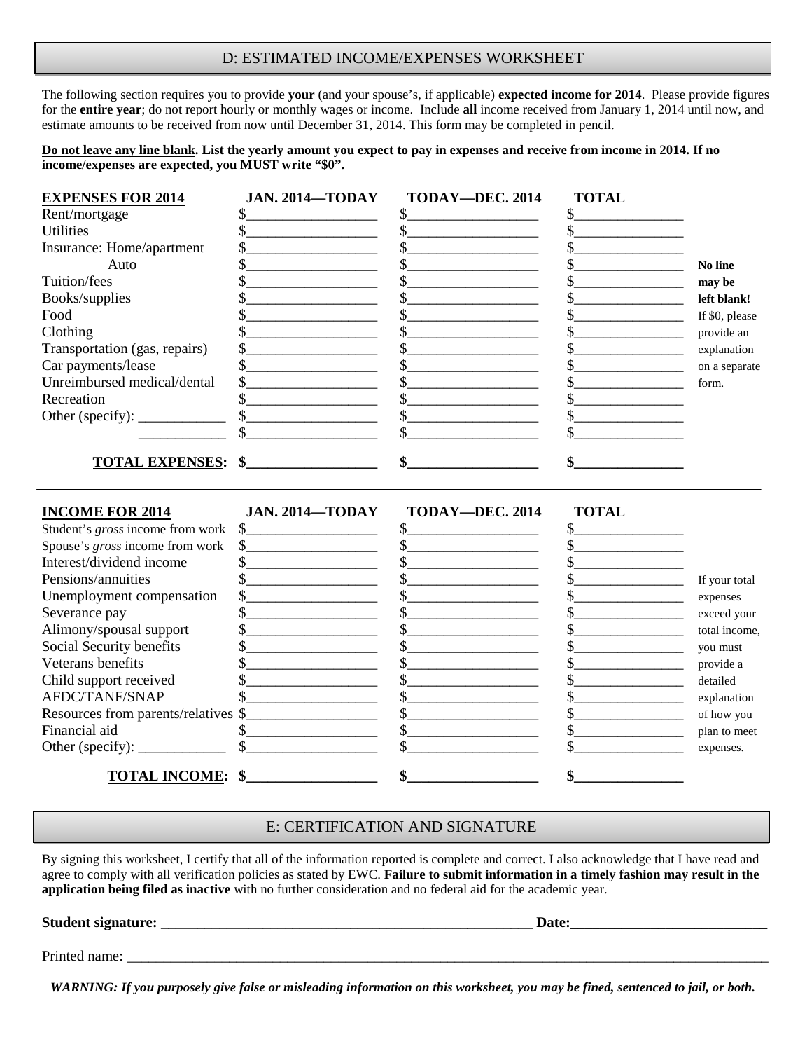## D: ESTIMATED INCOME/EXPENSES WORKSHEET

The following section requires you to provide **your** (and your spouse's, if applicable) **expected income for 2014**. Please provide figures for the **entire year**; do not report hourly or monthly wages or income. Include **all** income received from January 1, 2014 until now, and estimate amounts to be received from now until December 31, 2014. This form may be completed in pencil.

**Do not leave any line blank. List the yearly amount you expect to pay in expenses and receive from income in 2014. If no income/expenses are expected, you MUST write "$0".**

| EXPENSES FOR 2014 | JAN. 2014—TODAY | TODAY—DEC. 2014 | TOTAL |
|---|---|---|---|
| Rent/mortgage | $__________ | $__________ | $__________ |
| Utilities | $__________ | $__________ | $__________ |
| Insurance: Home/apartment | $__________ | $__________ | $__________ |
| Auto | $__________ | $__________ | $__________ |
| Tuition/fees | $__________ | $__________ | $__________ |
| Books/supplies | $__________ | $__________ | $__________ |
| Food | $__________ | $__________ | $__________ |
| Clothing | $__________ | $__________ | $__________ |
| Transportation (gas, repairs) | $__________ | $__________ | $__________ |
| Car payments/lease | $__________ | $__________ | $__________ |
| Unreimbursed medical/dental | $__________ | $__________ | $__________ |
| Recreation | $__________ | $__________ | $__________ |
| Other (specify): __________ | $__________ | $__________ | $__________ |
| __________ | $__________ | $__________ | $__________ |
| **TOTAL EXPENSES:** | **$__________** | **$__________** | **$__________** |

**No line may be left blank!** If $0, please provide an explanation on a separate form.

| INCOME FOR 2014 | JAN. 2014—TODAY | TODAY—DEC. 2014 | TOTAL |
|---|---|---|---|
| Student's *gross* income from work | $__________ | $__________ | $__________ |
| Spouse's *gross* income from work | $__________ | $__________ | $__________ |
| Interest/dividend income | $__________ | $__________ | $__________ |
| Pensions/annuities | $__________ | $__________ | $__________ |
| Unemployment compensation | $__________ | $__________ | $__________ |
| Severance pay | $__________ | $__________ | $__________ |
| Alimony/spousal support | $__________ | $__________ | $__________ |
| Social Security benefits | $__________ | $__________ | $__________ |
| Veterans benefits | $__________ | $__________ | $__________ |
| Child support received | $__________ | $__________ | $__________ |
| AFDC/TANF/SNAP | $__________ | $__________ | $__________ |
| Resources from parents/relatives | $__________ | $__________ | $__________ |
| Financial aid | $__________ | $__________ | $__________ |
| Other (specify): __________ | $__________ | $__________ | $__________ |
| **TOTAL INCOME:** | **$__________** | **$__________** | **$__________** |

If your total expenses exceed your total income, you must provide a detailed explanation of how you plan to meet expenses.

## E: CERTIFICATION AND SIGNATURE

By signing this worksheet, I certify that all of the information reported is complete and correct. I also acknowledge that I have read and agree to comply with all verification policies as stated by EWC. **Failure to submit information in a timely fashion may result in the application being filed as inactive** with no further consideration and no federal aid for the academic year.

**Student signature:** ______________________________ **Date:**__________________

Printed name: ______________________________________________

***WARNING: If you purposely give false or misleading information on this worksheet, you may be fined, sentenced to jail, or both.***